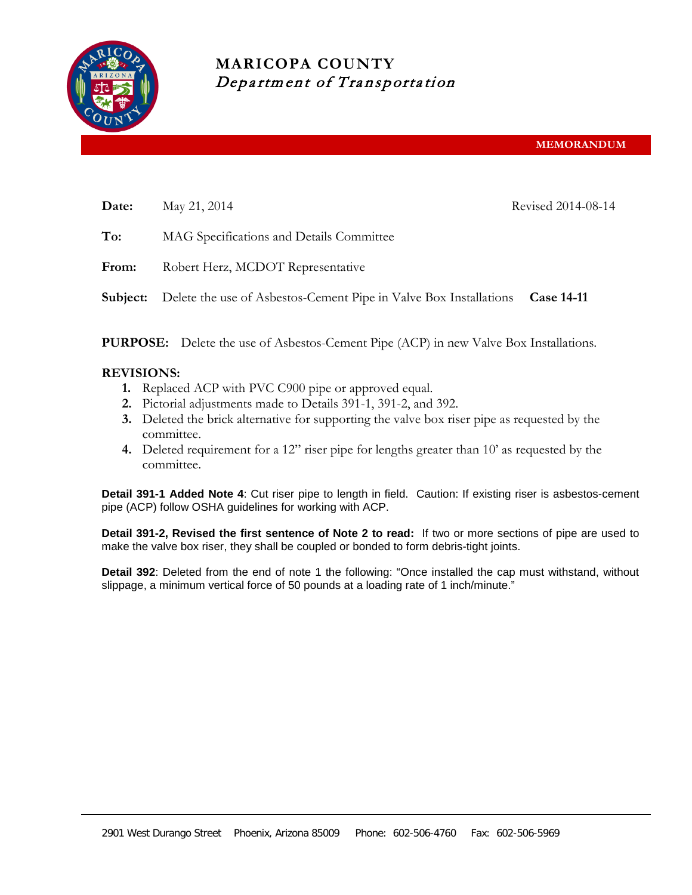# MARICOPA COUNTY
*Department of Transportation*

**MEMORANDUM**

**Date:** May 21, 2014 Revised 2014-08-14

**To:** MAG Specifications and Details Committee

**From:** Robert Herz, MCDOT Representative

**Subject:** Delete the use of Asbestos-Cement Pipe in Valve Box Installations **Case 14-11**

**PURPOSE:** Delete the use of Asbestos-Cement Pipe (ACP) in new Valve Box Installations.

**REVISIONS:**

1. Replaced ACP with PVC C900 pipe or approved equal.
2. Pictorial adjustments made to Details 391-1, 391-2, and 392.
3. Deleted the brick alternative for supporting the valve box riser pipe as requested by the committee.
4. Deleted requirement for a 12" riser pipe for lengths greater than 10' as requested by the committee.

**Detail 391-1 Added Note 4**: Cut riser pipe to length in field. Caution: If existing riser is asbestos-cement pipe (ACP) follow OSHA guidelines for working with ACP.

**Detail 391-2, Revised the first sentence of Note 2 to read:** If two or more sections of pipe are used to make the valve box riser, they shall be coupled or bonded to form debris-tight joints.

**Detail 392**: Deleted from the end of note 1 the following: "Once installed the cap must withstand, without slippage, a minimum vertical force of 50 pounds at a loading rate of 1 inch/minute."

2901 West Durango Street Phoenix, Arizona 85009 Phone: 602-506-4760 Fax: 602-506-5969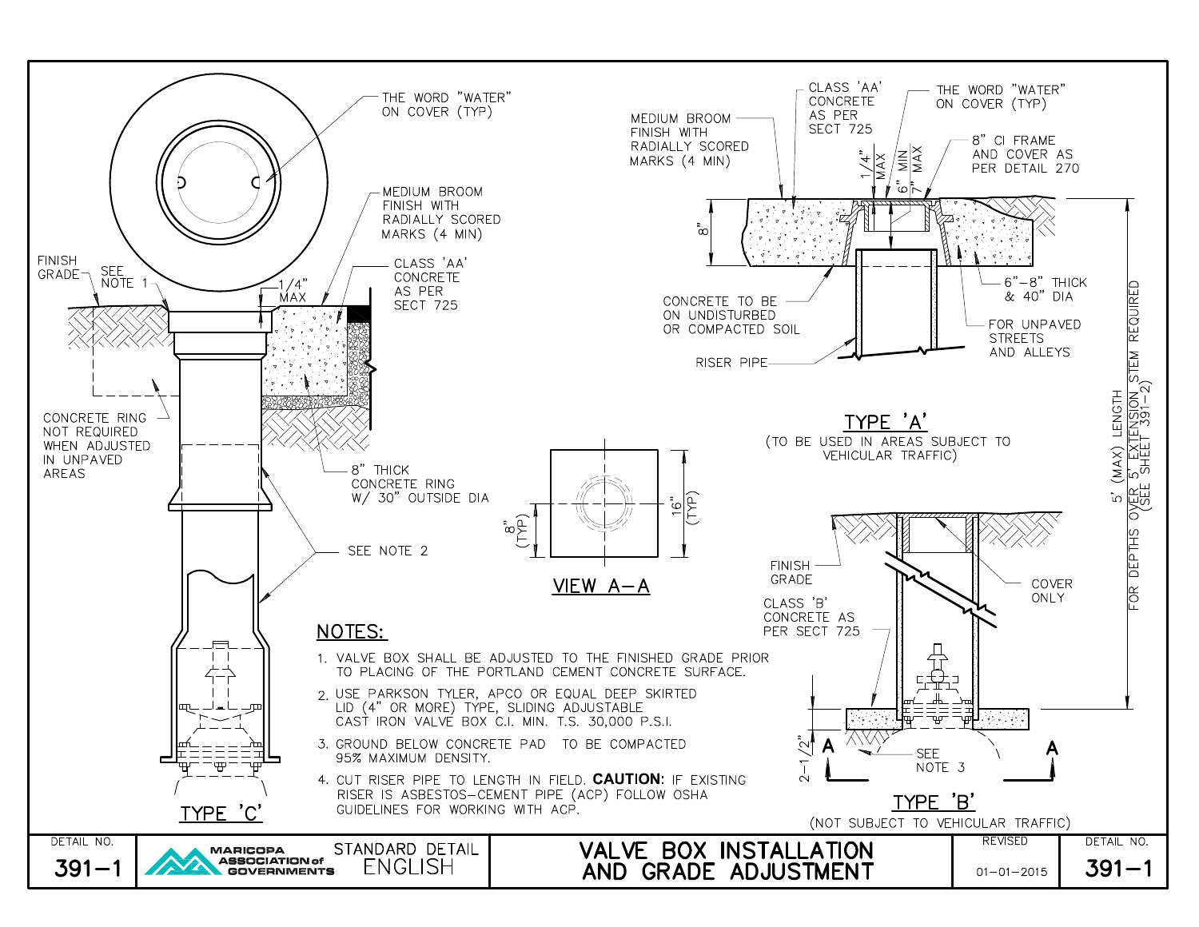# VALVE BOX INSTALLATION AND GRADE ADJUSTMENT

## TYPE 'C'

- THE WORD "WATER" ON COVER (TYP)
- MEDIUM BROOM FINISH WITH RADIALLY SCORED MARKS (4 MIN)
- CLASS 'AA' CONCRETE AS PER SECT 725
- FINISH GRADE
- SEE NOTE 1
- 1/4" MAX
- CONCRETE RING NOT REQUIRED WHEN ADJUSTED IN UNPAVED AREAS
- 8" THICK CONCRETE RING W/ 30" OUTSIDE DIA
- SEE NOTE 2

## TYPE 'A'

(TO BE USED IN AREAS SUBJECT TO VEHICULAR TRAFFIC)

- MEDIUM BROOM FINISH WITH RADIALLY SCORED MARKS (4 MIN)
- CLASS 'AA' CONCRETE AS PER SECT 725
- 1/4" MAX
- 6" MIN 7" MAX
- THE WORD "WATER" ON COVER (TYP)
- 8" CI FRAME AND COVER AS PER DETAIL 270
- 8"
- CONCRETE TO BE ON UNDISTURBED OR COMPACTED SOIL
- RISER PIPE
- 6"–8" THICK & 40" DIA
- FOR UNPAVED STREETS AND ALLEYS

## VIEW A–A

- 8" (TYP)
- 16" (TYP)

## TYPE 'B'

(NOT SUBJECT TO VEHICULAR TRAFFIC)

- FINISH GRADE
- CLASS 'B' CONCRETE AS PER SECT 725
- COVER ONLY
- 2-1/2"
- SEE NOTE 3
- 5' (MAX) LENGTH FOR DEPTHS OVER 5' EXTENSION STEM REQUIRED (SEE SHEET 391-2)

## NOTES:

1. VALVE BOX SHALL BE ADJUSTED TO THE FINISHED GRADE PRIOR TO PLACING OF THE PORTLAND CEMENT CONCRETE SURFACE.
2. USE PARKSON TYLER, APCO OR EQUAL DEEP SKIRTED LID (4" OR MORE) TYPE, SLIDING ADJUSTABLE CAST IRON VALVE BOX C.I. MIN. T.S. 30,000 P.S.I.
3. GROUND BELOW CONCRETE PAD TO BE COMPACTED 95% MAXIMUM DENSITY.
4. CUT RISER PIPE TO LENGTH IN FIELD. **CAUTION:** IF EXISTING RISER IS ASBESTOS-CEMENT PIPE (ACP) FOLLOW OSHA GUIDELINES FOR WORKING WITH ACP.

| DETAIL NO. | | | REVISED | DETAIL NO. |
|---|---|---|---|---|
| 391–1 | MARICOPA ASSOCIATION of GOVERNMENTS — STANDARD DETAIL ENGLISH | VALVE BOX INSTALLATION AND GRADE ADJUSTMENT | 01–01–2015 | 391–1 |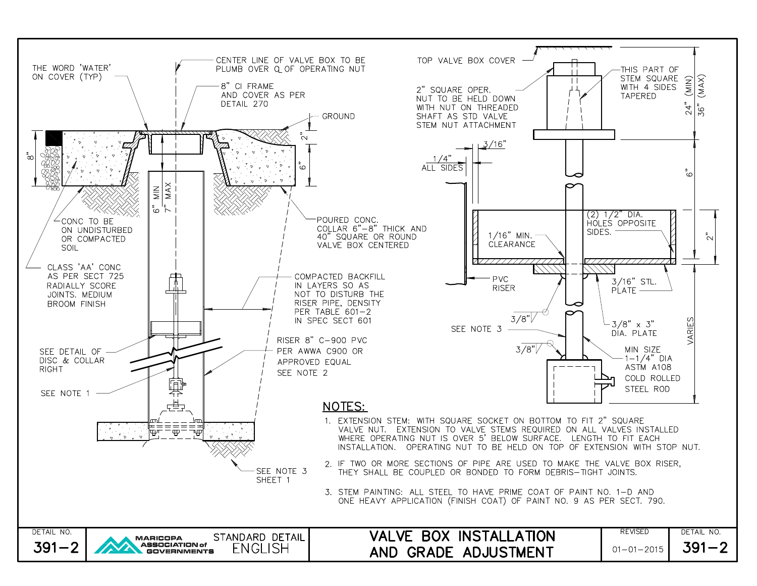THE WORD 'WATER' ON COVER (TYP)

CENTER LINE OF VALVE BOX TO BE PLUMB OVER ℄ OF OPERATING NUT

8" CI FRAME AND COVER AS PER DETAIL 270

GROUND

8"

2"

6"

6" MIN 7" MAX

CONC TO BE ON UNDISTURBED OR COMPACTED SOIL

CLASS 'AA' CONC AS PER SECT 725 RADIALLY SCORE JOINTS. MEDIUM BROOM FINISH

POURED CONC. COLLAR 6"–8" THICK AND 40" SQUARE OR ROUND VALVE BOX CENTERED

COMPACTED BACKFILL IN LAYERS SO AS NOT TO DISTURB THE RISER PIPE, DENSITY PER TABLE 601-2 IN SPEC SECT 601

RISER 8" C-900 PVC PER AWWA C900 OR APPROVED EQUAL SEE NOTE 2

SEE DETAIL OF DISC & COLLAR RIGHT

SEE NOTE 1

SEE NOTE 3 SHEET 1

TOP VALVE BOX COVER

2" SQUARE OPER. NUT TO BE HELD DOWN WITH NUT ON THREADED SHAFT AS STD VALVE STEM NUT ATTACHMENT

THIS PART OF STEM SQUARE WITH 4 SIDES TAPERED

24" (MIN) 36" (MAX)

1/4" ALL SIDES

3/16"

6"

2"

(2) 1/2" DIA. HOLES OPPOSITE SIDES.

1/16" MIN. CLEARANCE

PVC RISER

3/16" STL. PLATE

3/8"

3/8" x 3" DIA. PLATE

SEE NOTE 3

3/8"

MIN SIZE 1-1/4" DIA ASTM A108 COLD ROLLED STEEL ROD

VARIES

## NOTES:

1. EXTENSION STEM: WITH SQUARE SOCKET ON BOTTOM TO FIT 2" SQUARE VALVE NUT. EXTENSION TO VALVE STEMS REQUIRED ON ALL VALVES INSTALLED WHERE OPERATING NUT IS OVER 5' BELOW SURFACE. LENGTH TO FIT EACH INSTALLATION. OPERATING NUT TO BE HELD ON TOP OF EXTENSION WITH STOP NUT.
2. IF TWO OR MORE SECTIONS OF PIPE ARE USED TO MAKE THE VALVE BOX RISER, THEY SHALL BE COUPLED OR BONDED TO FORM DEBRIS-TIGHT JOINTS.
3. STEM PAINTING: ALL STEEL TO HAVE PRIME COAT OF PAINT NO. 1-D AND ONE HEAVY APPLICATION (FINISH COAT) OF PAINT NO. 9 AS PER SECT. 790.

| DETAIL NO. | | | REVISED | DETAIL NO. |
|---|---|---|---|---|
| 391-2 | MARICOPA ASSOCIATION of GOVERNMENTS — STANDARD DETAIL ENGLISH | VALVE BOX INSTALLATION AND GRADE ADJUSTMENT | 01-01-2015 | 391-2 |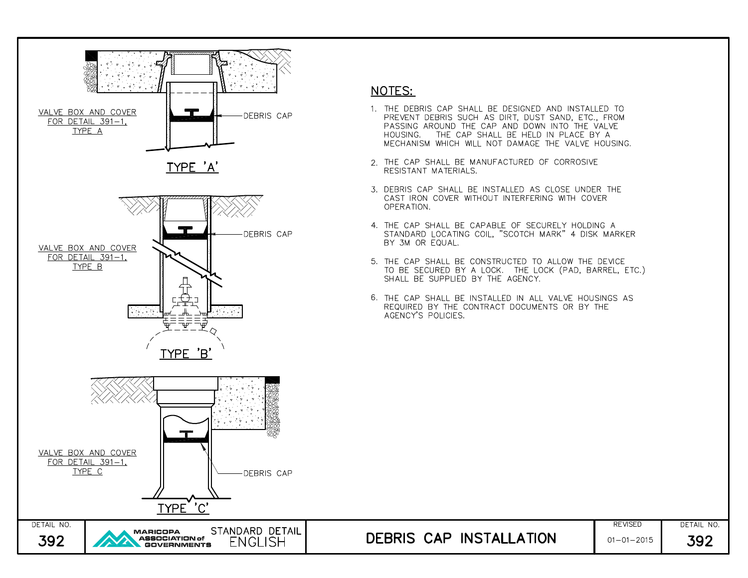VALVE BOX AND COVER FOR DETAIL 391-1, TYPE A

DEBRIS CAP

TYPE 'A'

VALVE BOX AND COVER FOR DETAIL 391-1, TYPE B

DEBRIS CAP

TYPE 'B'

VALVE BOX AND COVER FOR DETAIL 391-1, TYPE C

DEBRIS CAP

TYPE 'C'

## NOTES:

1. THE DEBRIS CAP SHALL BE DESIGNED AND INSTALLED TO PREVENT DEBRIS SUCH AS DIRT, DUST SAND, ETC., FROM PASSING AROUND THE CAP AND DOWN INTO THE VALVE HOUSING. THE CAP SHALL BE HELD IN PLACE BY A MECHANISM WHICH WILL NOT DAMAGE THE VALVE HOUSING.
2. THE CAP SHALL BE MANUFACTURED OF CORROSIVE RESISTANT MATERIALS.
3. DEBRIS CAP SHALL BE INSTALLED AS CLOSE UNDER THE CAST IRON COVER WITHOUT INTERFERING WITH COVER OPERATION.
4. THE CAP SHALL BE CAPABLE OF SECURELY HOLDING A STANDARD LOCATING COIL, "SCOTCH MARK" 4 DISK MARKER BY 3M OR EQUAL.
5. THE CAP SHALL BE CONSTRUCTED TO ALLOW THE DEVICE TO BE SECURED BY A LOCK. THE LOCK (PAD, BARREL, ETC.) SHALL BE SUPPLIED BY THE AGENCY.
6. THE CAP SHALL BE INSTALLED IN ALL VALVE HOUSINGS AS REQUIRED BY THE CONTRACT DOCUMENTS OR BY THE AGENCY'S POLICIES.

| DETAIL NO. | | | REVISED | DETAIL NO. |
|---|---|---|---|---|
| 392 | MARICOPA ASSOCIATION of GOVERNMENTS — STANDARD DETAIL ENGLISH | DEBRIS CAP INSTALLATION | 01-01-2015 | 392 |